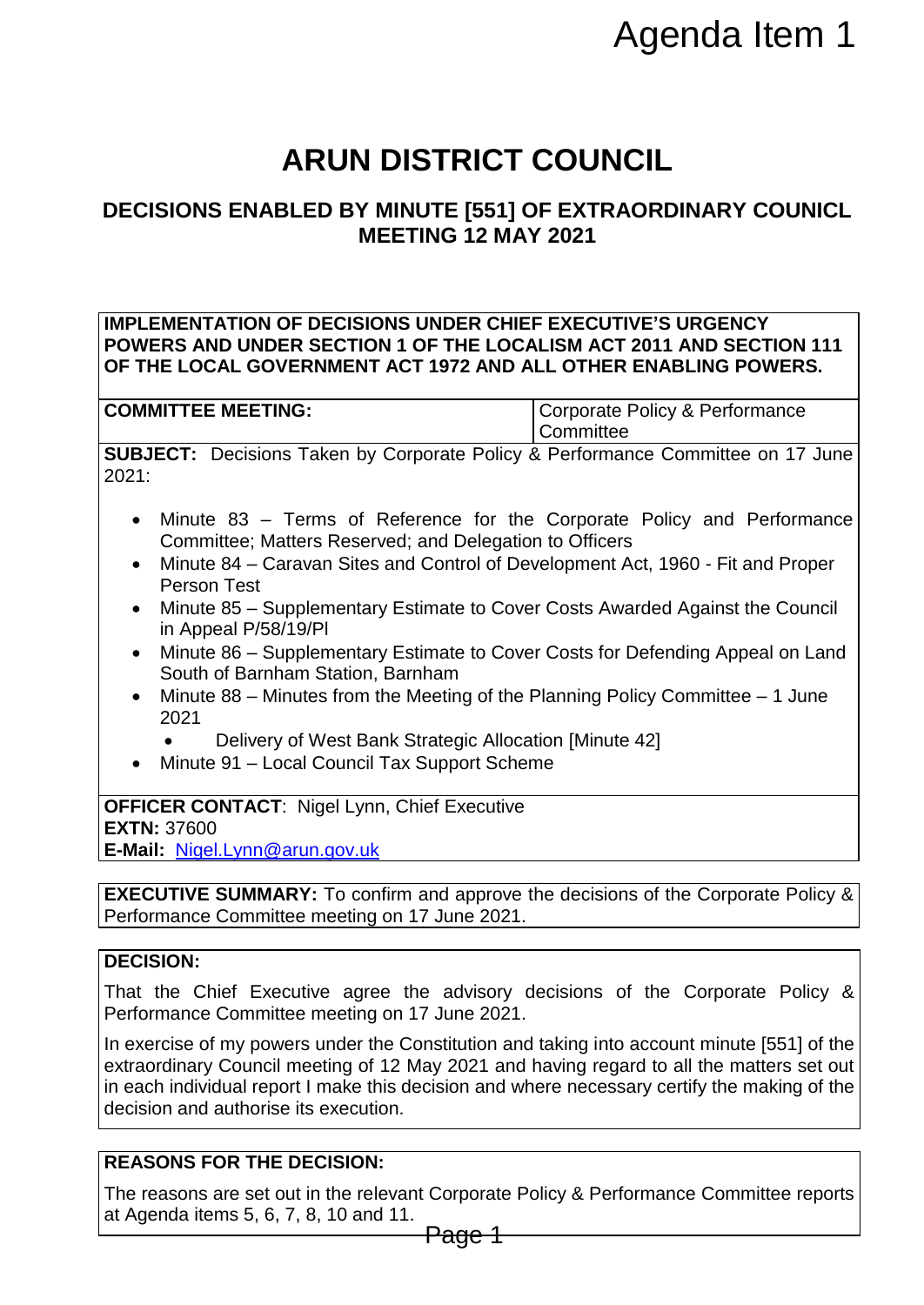Agenda Item 1

# ARUN DISTRICT COUNCIL

## DECISIONS ENABLED BY MINUTE [551] OF EXTRAORDINARY COUNICL MEETING 12 MAY 2021

**IMPLEMENTATION OF DECISIONS UNDER CHIEF EXECUTIVE'S URGENCY POWERS AND UNDER SECTION 1 OF THE LOCALISM ACT 2011 AND SECTION 111 OF THE LOCAL GOVERNMENT ACT 1972 AND ALL OTHER ENABLING POWERS.**

| **COMMITTEE MEETING:** | Corporate Policy & Performance Committee |
|---|---|

**SUBJECT:** Decisions Taken by Corporate Policy & Performance Committee on 17 June 2021:

- Minute 83 – Terms of Reference for the Corporate Policy and Performance Committee; Matters Reserved; and Delegation to Officers
- Minute 84 – Caravan Sites and Control of Development Act, 1960 - Fit and Proper Person Test
- Minute 85 – Supplementary Estimate to Cover Costs Awarded Against the Council in Appeal P/58/19/Pl
- Minute 86 – Supplementary Estimate to Cover Costs for Defending Appeal on Land South of Barnham Station, Barnham
- Minute 88 – Minutes from the Meeting of the Planning Policy Committee – 1 June 2021
  - Delivery of West Bank Strategic Allocation [Minute 42]
- Minute 91 – Local Council Tax Support Scheme

**OFFICER CONTACT**: Nigel Lynn, Chief Executive
**EXTN:** 37600
**E-Mail:** Nigel.Lynn@arun.gov.uk

**EXECUTIVE SUMMARY:** To confirm and approve the decisions of the Corporate Policy & Performance Committee meeting on 17 June 2021.

**DECISION:**

That the Chief Executive agree the advisory decisions of the Corporate Policy & Performance Committee meeting on 17 June 2021.

In exercise of my powers under the Constitution and taking into account minute [551] of the extraordinary Council meeting of 12 May 2021 and having regard to all the matters set out in each individual report I make this decision and where necessary certify the making of the decision and authorise its execution.

**REASONS FOR THE DECISION:**

The reasons are set out in the relevant Corporate Policy & Performance Committee reports at Agenda items 5, 6, 7, 8, 10 and 11.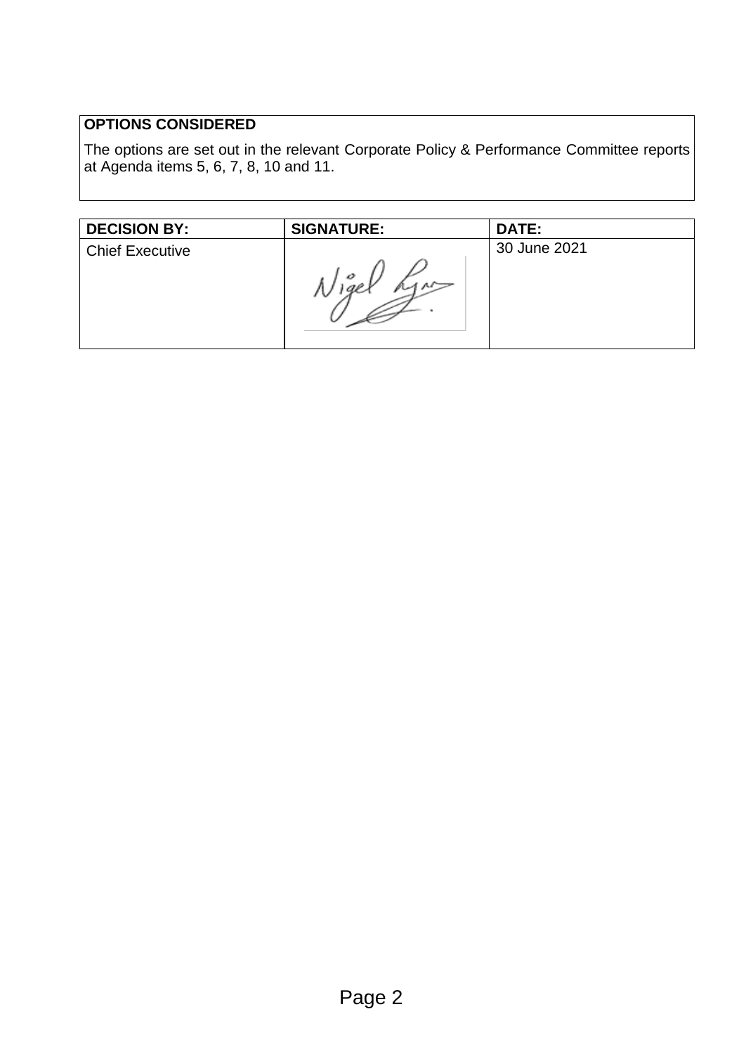**OPTIONS CONSIDERED**

The options are set out in the relevant Corporate Policy & Performance Committee reports at Agenda items 5, 6, 7, 8, 10 and 11.

| DECISION BY: | SIGNATURE: | DATE: |
|---|---|---|
| Chief Executive | Nigel Lynn | 30 June 2021 |